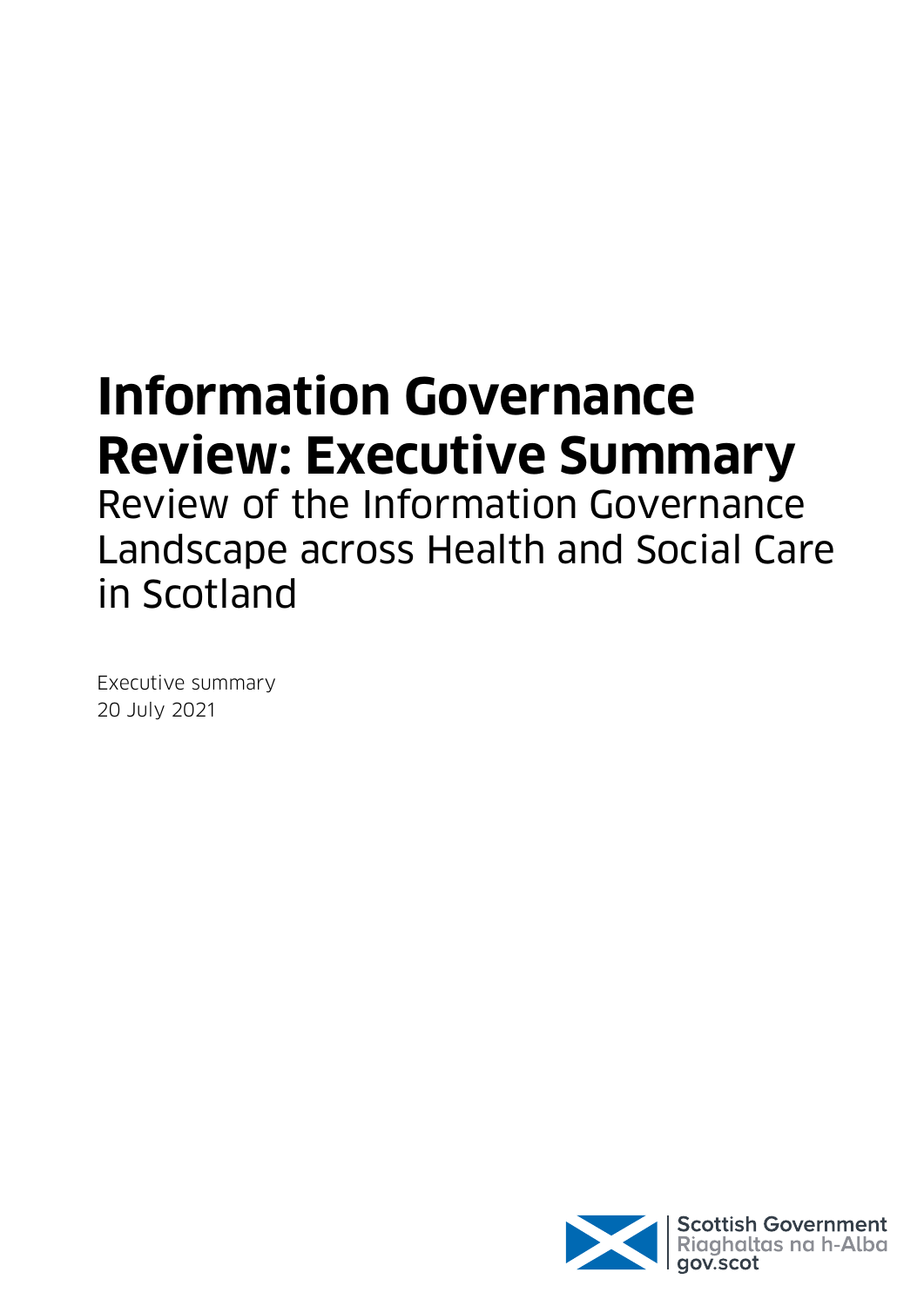# Information Governance Review: Executive Summary

Review of the Information Governance Landscape across Health and Social Care in Scotland

Executive summary
20 July 2021

Scottish Government
Riaghaltas na h-Alba
gov.scot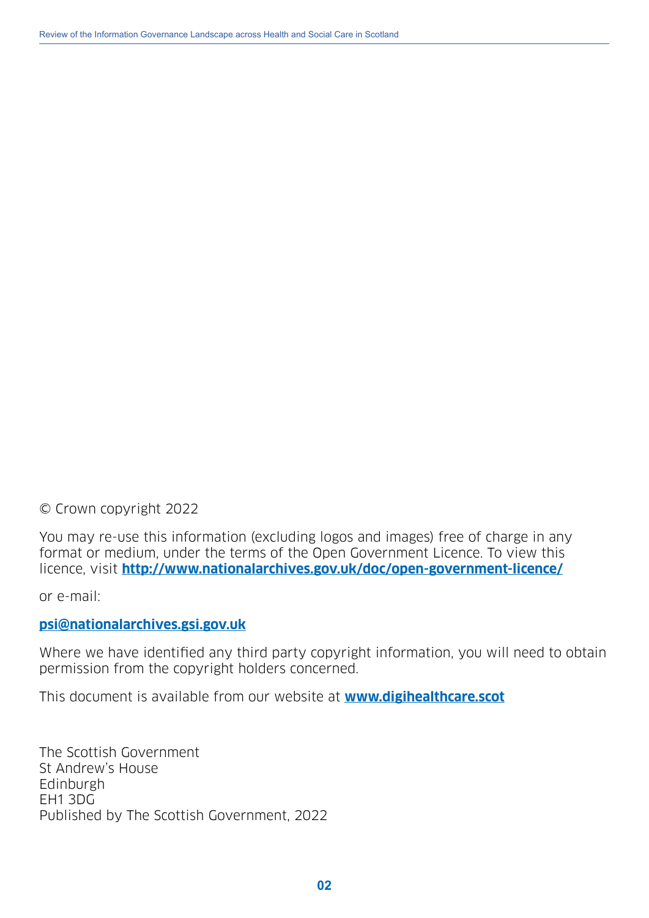© Crown copyright 2022

You may re-use this information (excluding logos and images) free of charge in any format or medium, under the terms of the Open Government Licence. To view this licence, visit **http://www.nationalarchives.gov.uk/doc/open-government-licence/**

or e-mail:

**psi@nationalarchives.gsi.gov.uk**

Where we have identified any third party copyright information, you will need to obtain permission from the copyright holders concerned.

This document is available from our website at **www.digihealthcare.scot**

The Scottish Government
St Andrew's House
Edinburgh
EH1 3DG
Published by The Scottish Government, 2022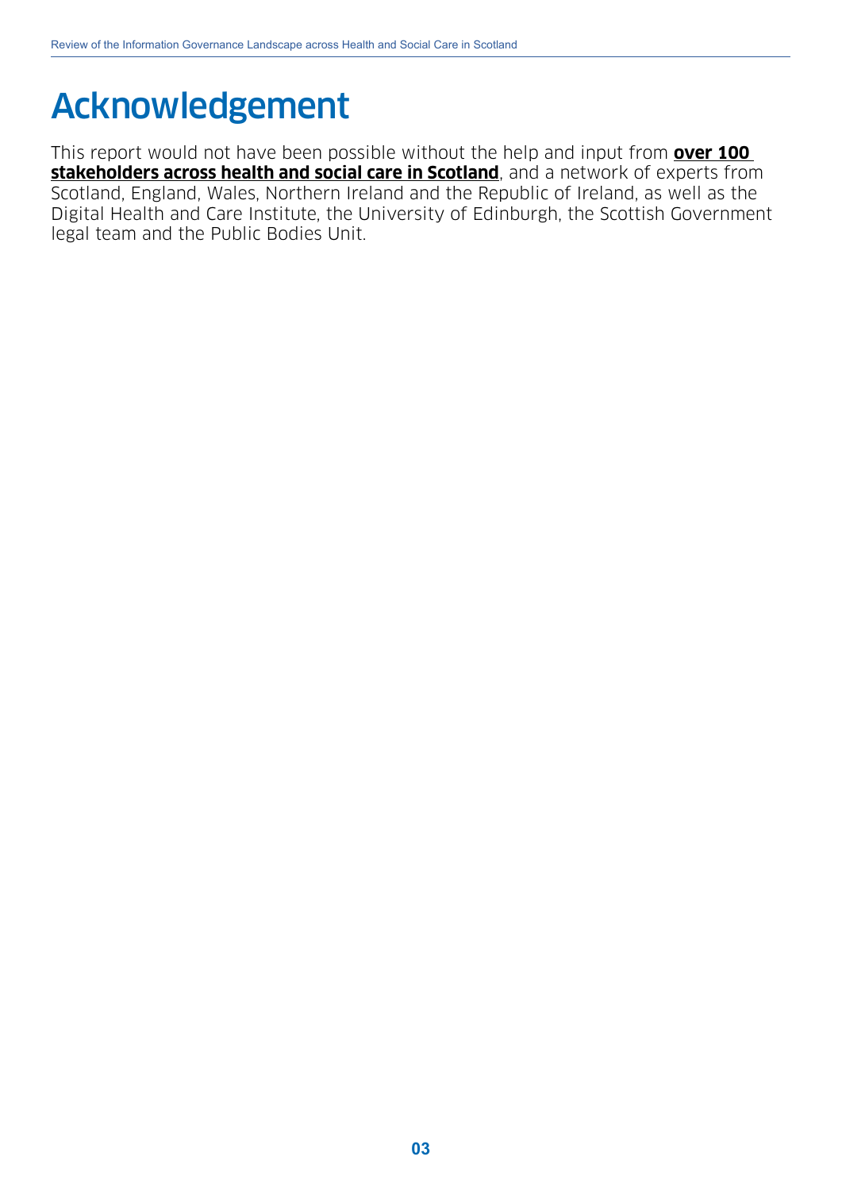# Acknowledgement

This report would not have been possible without the help and input from **over 100 stakeholders across health and social care in Scotland**, and a network of experts from Scotland, England, Wales, Northern Ireland and the Republic of Ireland, as well as the Digital Health and Care Institute, the University of Edinburgh, the Scottish Government legal team and the Public Bodies Unit.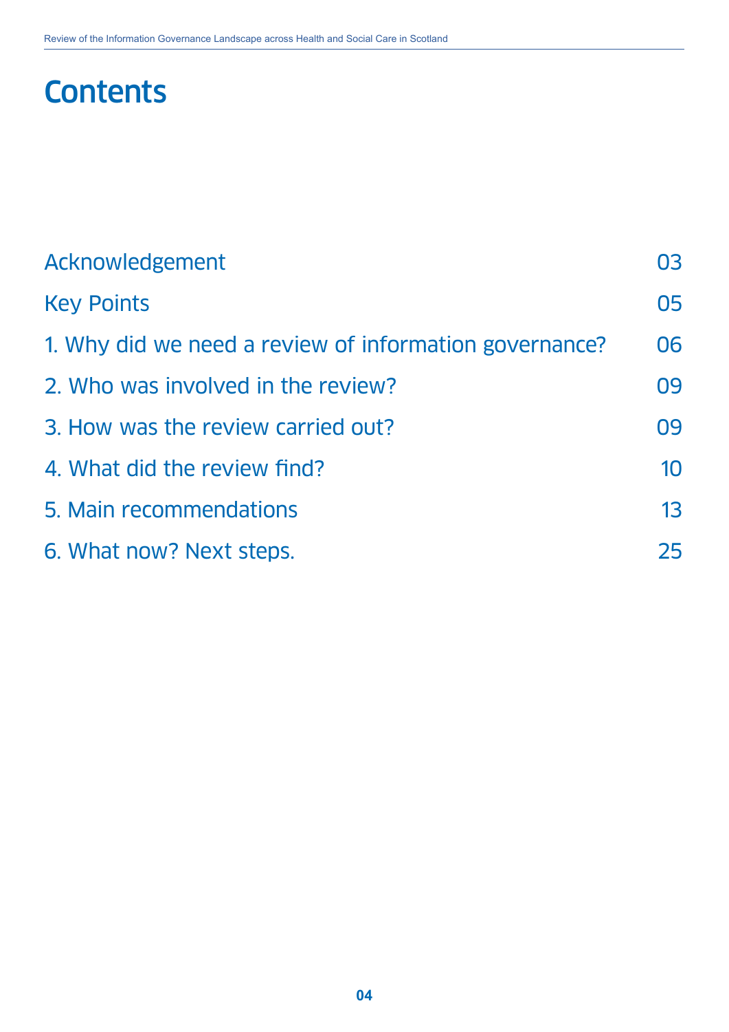# Contents

| | |
|---|---|
| Acknowledgement | 03 |
| Key Points | 05 |
| 1. Why did we need a review of information governance? | 06 |
| 2. Who was involved in the review? | 09 |
| 3. How was the review carried out? | 09 |
| 4. What did the review find? | 10 |
| 5. Main recommendations | 13 |
| 6. What now? Next steps. | 25 |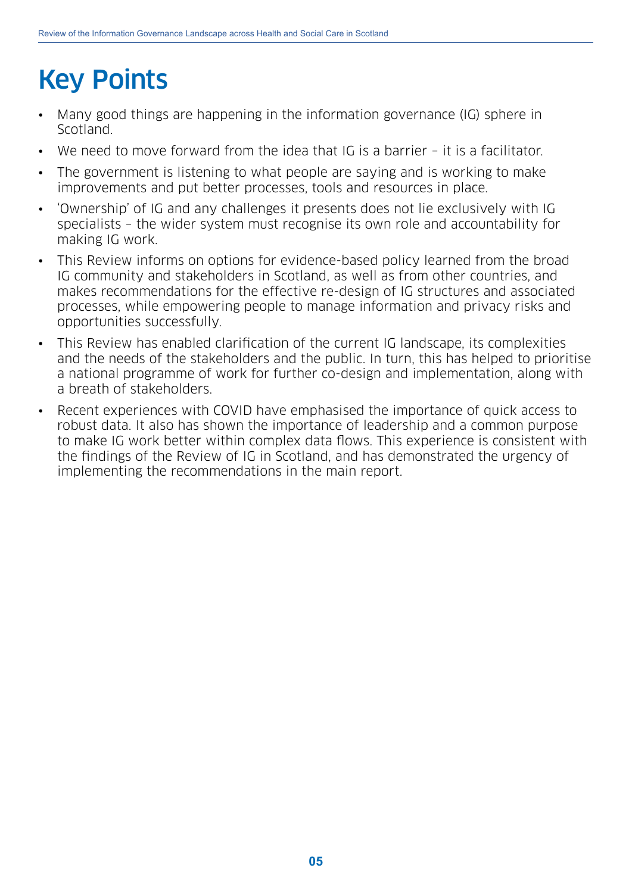# Key Points

- Many good things are happening in the information governance (IG) sphere in Scotland.
- We need to move forward from the idea that IG is a barrier – it is a facilitator.
- The government is listening to what people are saying and is working to make improvements and put better processes, tools and resources in place.
- 'Ownership' of IG and any challenges it presents does not lie exclusively with IG specialists – the wider system must recognise its own role and accountability for making IG work.
- This Review informs on options for evidence-based policy learned from the broad IG community and stakeholders in Scotland, as well as from other countries, and makes recommendations for the effective re-design of IG structures and associated processes, while empowering people to manage information and privacy risks and opportunities successfully.
- This Review has enabled clarification of the current IG landscape, its complexities and the needs of the stakeholders and the public. In turn, this has helped to prioritise a national programme of work for further co-design and implementation, along with a breath of stakeholders.
- Recent experiences with COVID have emphasised the importance of quick access to robust data. It also has shown the importance of leadership and a common purpose to make IG work better within complex data flows. This experience is consistent with the findings of the Review of IG in Scotland, and has demonstrated the urgency of implementing the recommendations in the main report.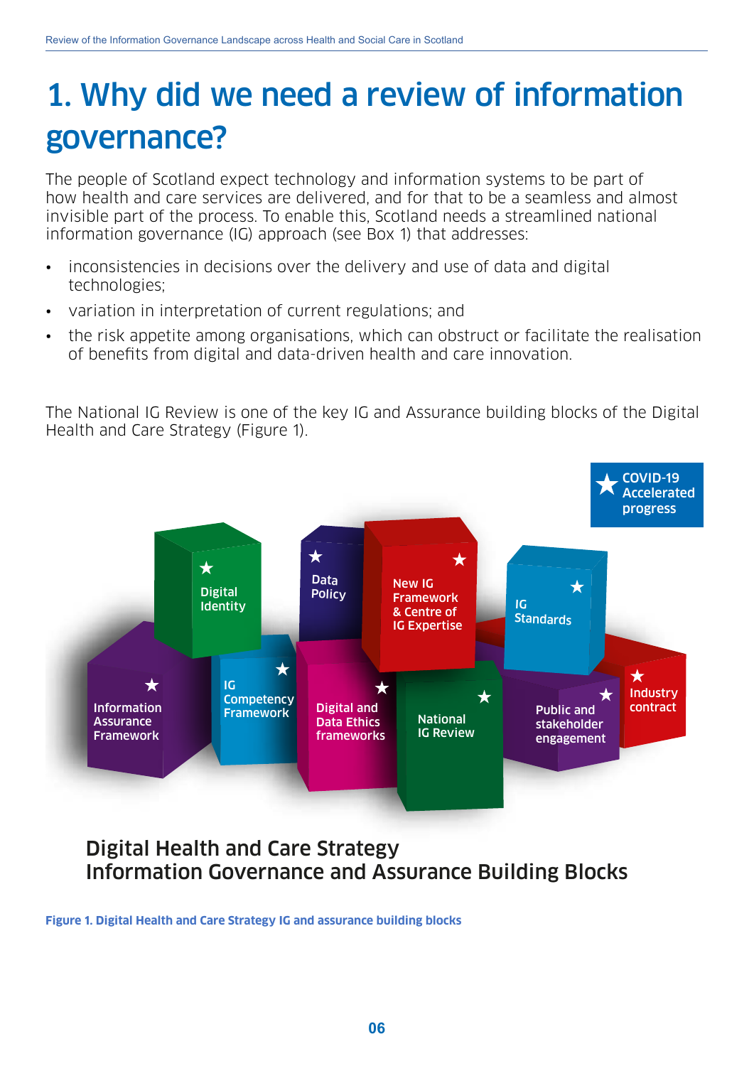# 1. Why did we need a review of information governance?

The people of Scotland expect technology and information systems to be part of how health and care services are delivered, and for that to be a seamless and almost invisible part of the process. To enable this, Scotland needs a streamlined national information governance (IG) approach (see Box 1) that addresses:

- inconsistencies in decisions over the delivery and use of data and digital technologies;
- variation in interpretation of current regulations; and
- the risk appetite among organisations, which can obstruct or facilitate the realisation of benefits from digital and data-driven health and care innovation.

The National IG Review is one of the key IG and Assurance building blocks of the Digital Health and Care Strategy (Figure 1).

★ COVID-19 Accelerated progress

- Digital Identity
- Data Policy
- New IG Framework & Centre of IG Expertise
- IG Standards
- Information Assurance Framework
- IG Competency Framework
- Digital and Data Ethics frameworks
- National IG Review
- Public and stakeholder engagement
- Industry contract

**Digital Health and Care Strategy**
**Information Governance and Assurance Building Blocks**

**Figure 1. Digital Health and Care Strategy IG and assurance building blocks**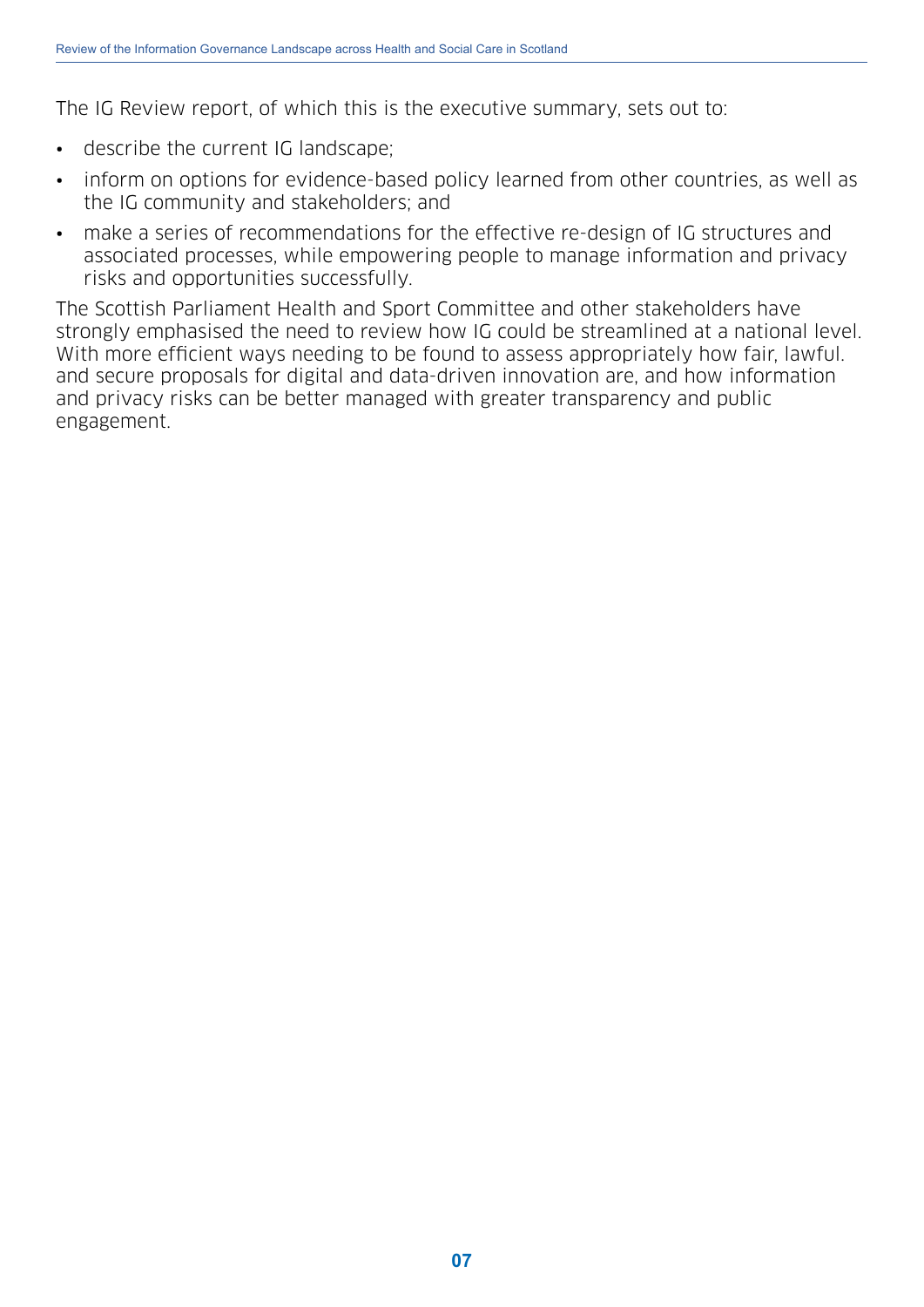The IG Review report, of which this is the executive summary, sets out to:

- describe the current IG landscape;
- inform on options for evidence-based policy learned from other countries, as well as the IG community and stakeholders; and
- make a series of recommendations for the effective re-design of IG structures and associated processes, while empowering people to manage information and privacy risks and opportunities successfully.

The Scottish Parliament Health and Sport Committee and other stakeholders have strongly emphasised the need to review how IG could be streamlined at a national level. With more efficient ways needing to be found to assess appropriately how fair, lawful. and secure proposals for digital and data-driven innovation are, and how information and privacy risks can be better managed with greater transparency and public engagement.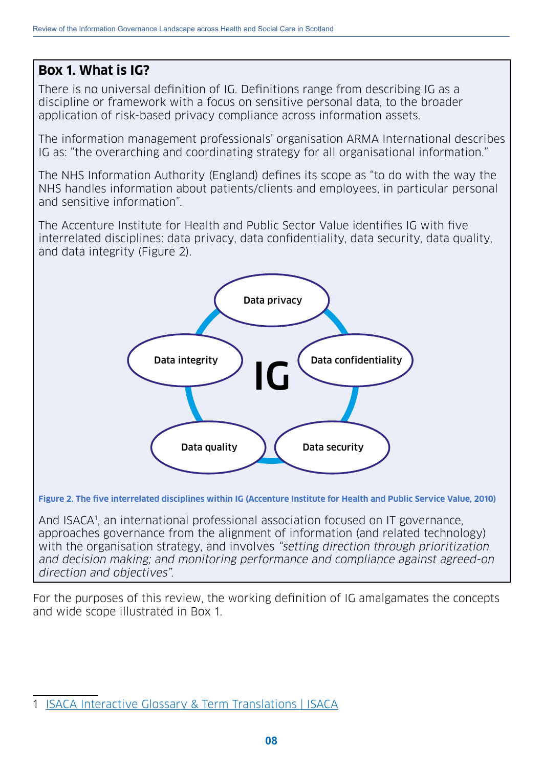## Box 1. What is IG?

There is no universal definition of IG. Definitions range from describing IG as a discipline or framework with a focus on sensitive personal data, to the broader application of risk-based privacy compliance across information assets.

The information management professionals' organisation ARMA International describes IG as: "the overarching and coordinating strategy for all organisational information."

The NHS Information Authority (England) defines its scope as "to do with the way the NHS handles information about patients/clients and employees, in particular personal and sensitive information".

The Accenture Institute for Health and Public Sector Value identifies IG with five interrelated disciplines: data privacy, data confidentiality, data security, data quality, and data integrity (Figure 2).

IG

Data privacy

Data confidentiality

Data security

Data quality

Data integrity

**Figure 2. The five interrelated disciplines within IG (Accenture Institute for Health and Public Service Value, 2010)**

And ISACA[1], an international professional association focused on IT governance, approaches governance from the alignment of information (and related technology) with the organisation strategy, and involves *"setting direction through prioritization and decision making; and monitoring performance and compliance against agreed-on direction and objectives".*

For the purposes of this review, the working definition of IG amalgamates the concepts and wide scope illustrated in Box 1.

1 ISACA Interactive Glossary & Term Translations | ISACA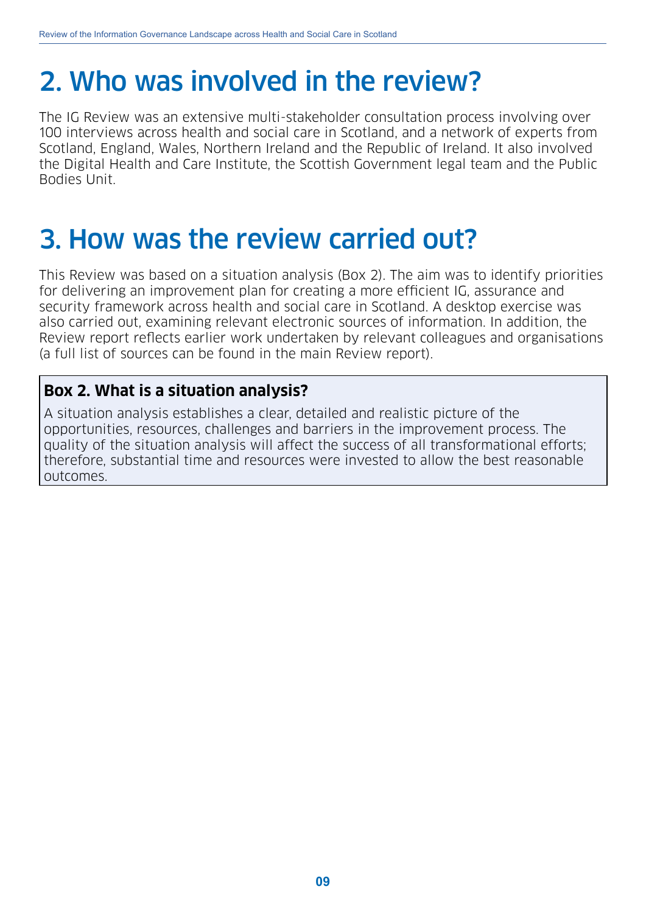# 2. Who was involved in the review?

The IG Review was an extensive multi-stakeholder consultation process involving over 100 interviews across health and social care in Scotland, and a network of experts from Scotland, England, Wales, Northern Ireland and the Republic of Ireland. It also involved the Digital Health and Care Institute, the Scottish Government legal team and the Public Bodies Unit.

# 3. How was the review carried out?

This Review was based on a situation analysis (Box 2). The aim was to identify priorities for delivering an improvement plan for creating a more efficient IG, assurance and security framework across health and social care in Scotland. A desktop exercise was also carried out, examining relevant electronic sources of information. In addition, the Review report reflects earlier work undertaken by relevant colleagues and organisations (a full list of sources can be found in the main Review report).

**Box 2. What is a situation analysis?**

A situation analysis establishes a clear, detailed and realistic picture of the opportunities, resources, challenges and barriers in the improvement process. The quality of the situation analysis will affect the success of all transformational efforts; therefore, substantial time and resources were invested to allow the best reasonable outcomes.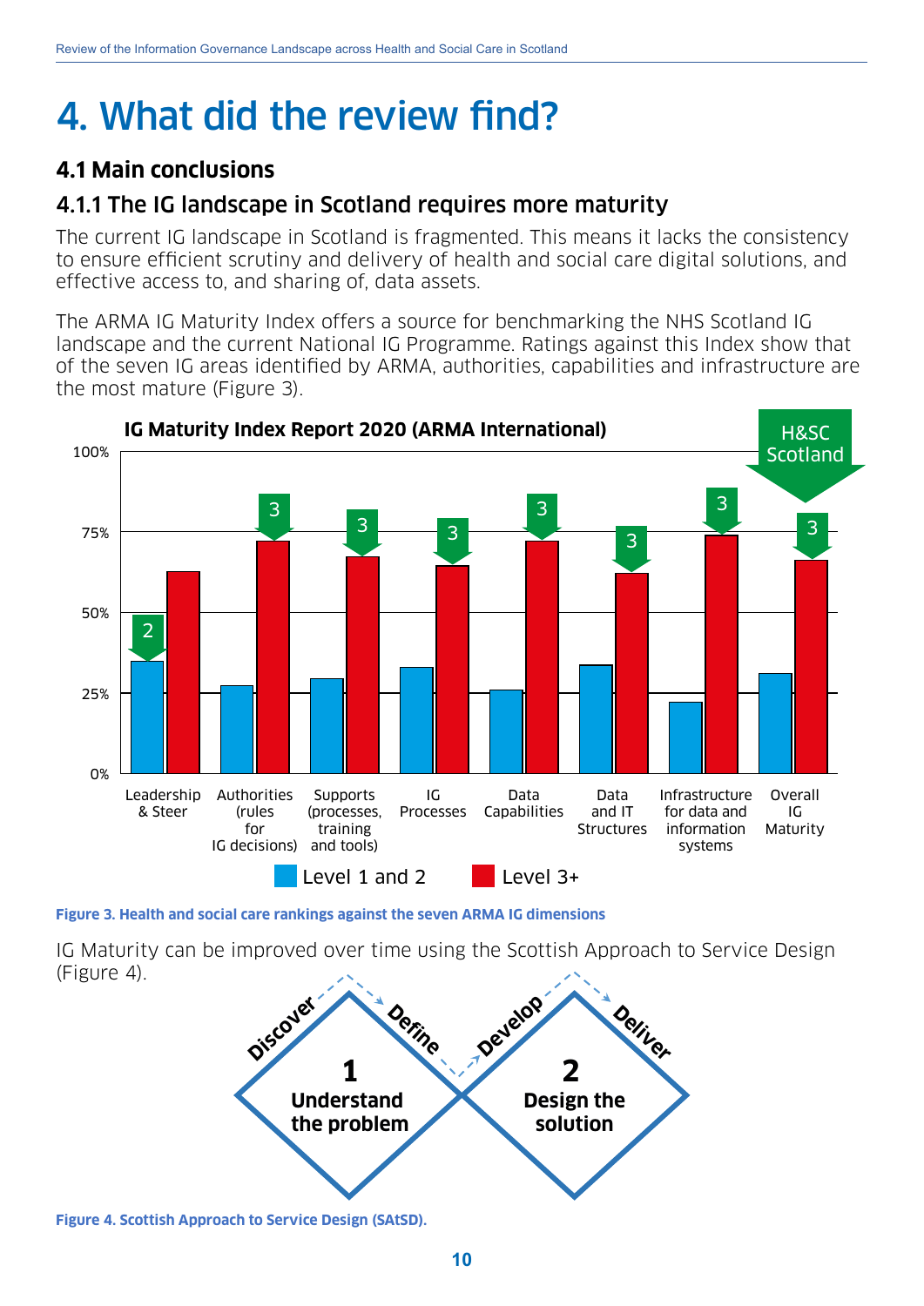# 4. What did the review find?

## 4.1 Main conclusions

### 4.1.1 The IG landscape in Scotland requires more maturity

The current IG landscape in Scotland is fragmented. This means it lacks the consistency to ensure efficient scrutiny and delivery of health and social care digital solutions, and effective access to, and sharing of, data assets.

The ARMA IG Maturity Index offers a source for benchmarking the NHS Scotland IG landscape and the current National IG Programme. Ratings against this Index show that of the seven IG areas identified by ARMA, authorities, capabilities and infrastructure are the most mature (Figure 3).

**Figure 3. Health and social care rankings against the seven ARMA IG dimensions**

IG Maturity can be improved over time using the Scottish Approach to Service Design (Figure 4).

**Figure 4. Scottish Approach to Service Design (SAtSD).**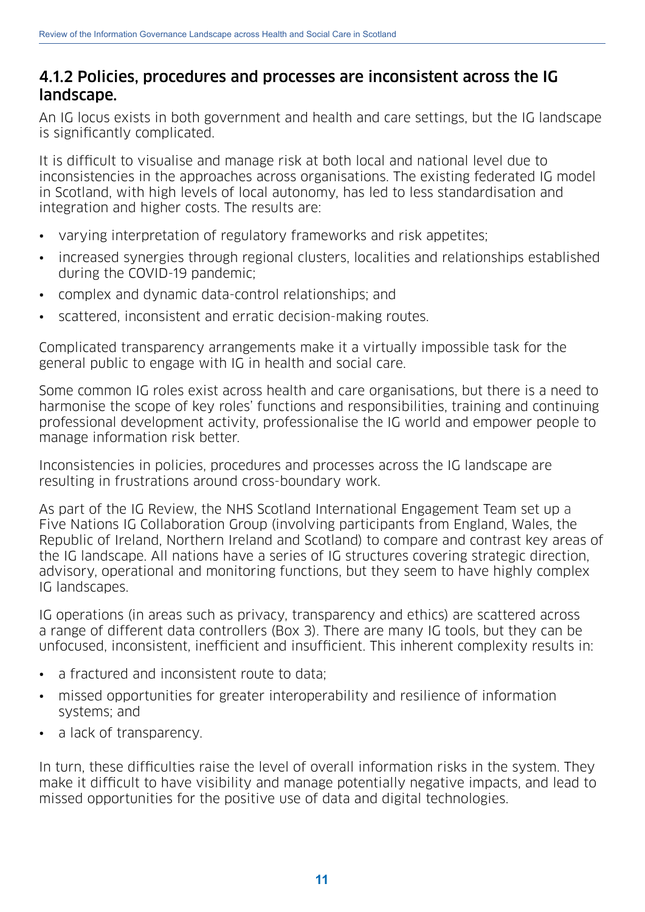### 4.1.2 Policies, procedures and processes are inconsistent across the IG landscape.

An IG locus exists in both government and health and care settings, but the IG landscape is significantly complicated.

It is difficult to visualise and manage risk at both local and national level due to inconsistencies in the approaches across organisations. The existing federated IG model in Scotland, with high levels of local autonomy, has led to less standardisation and integration and higher costs. The results are:

- varying interpretation of regulatory frameworks and risk appetites;
- increased synergies through regional clusters, localities and relationships established during the COVID-19 pandemic;
- complex and dynamic data-control relationships; and
- scattered, inconsistent and erratic decision-making routes.

Complicated transparency arrangements make it a virtually impossible task for the general public to engage with IG in health and social care.

Some common IG roles exist across health and care organisations, but there is a need to harmonise the scope of key roles' functions and responsibilities, training and continuing professional development activity, professionalise the IG world and empower people to manage information risk better.

Inconsistencies in policies, procedures and processes across the IG landscape are resulting in frustrations around cross-boundary work.

As part of the IG Review, the NHS Scotland International Engagement Team set up a Five Nations IG Collaboration Group (involving participants from England, Wales, the Republic of Ireland, Northern Ireland and Scotland) to compare and contrast key areas of the IG landscape. All nations have a series of IG structures covering strategic direction, advisory, operational and monitoring functions, but they seem to have highly complex IG landscapes.

IG operations (in areas such as privacy, transparency and ethics) are scattered across a range of different data controllers (Box 3). There are many IG tools, but they can be unfocused, inconsistent, inefficient and insufficient. This inherent complexity results in:

- a fractured and inconsistent route to data;
- missed opportunities for greater interoperability and resilience of information systems; and
- a lack of transparency.

In turn, these difficulties raise the level of overall information risks in the system. They make it difficult to have visibility and manage potentially negative impacts, and lead to missed opportunities for the positive use of data and digital technologies.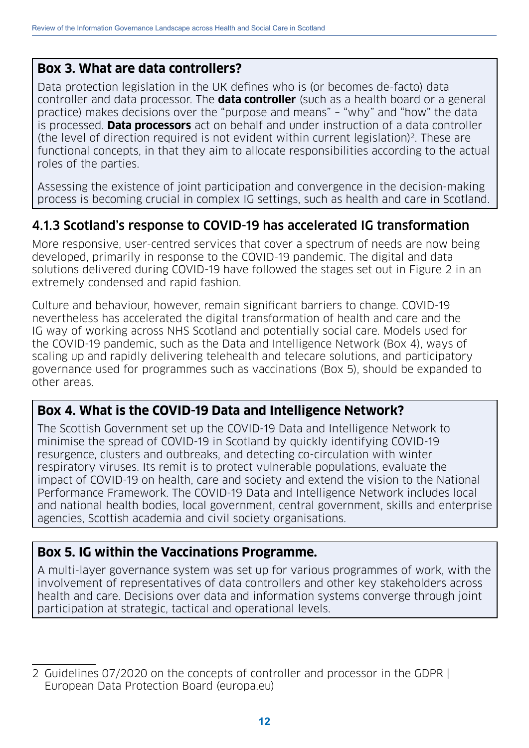### Box 3. What are data controllers?

Data protection legislation in the UK defines who is (or becomes de-facto) data controller and data processor. The **data controller** (such as a health board or a general practice) makes decisions over the "purpose and means" – "why" and "how" the data is processed. **Data processors** act on behalf and under instruction of a data controller (the level of direction required is not evident within current legislation)[2]. These are functional concepts, in that they aim to allocate responsibilities according to the actual roles of the parties.

Assessing the existence of joint participation and convergence in the decision-making process is becoming crucial in complex IG settings, such as health and care in Scotland.

### 4.1.3 Scotland's response to COVID-19 has accelerated IG transformation

More responsive, user-centred services that cover a spectrum of needs are now being developed, primarily in response to the COVID-19 pandemic. The digital and data solutions delivered during COVID-19 have followed the stages set out in Figure 2 in an extremely condensed and rapid fashion.

Culture and behaviour, however, remain significant barriers to change. COVID-19 nevertheless has accelerated the digital transformation of health and care and the IG way of working across NHS Scotland and potentially social care. Models used for the COVID-19 pandemic, such as the Data and Intelligence Network (Box 4), ways of scaling up and rapidly delivering telehealth and telecare solutions, and participatory governance used for programmes such as vaccinations (Box 5), should be expanded to other areas.

### Box 4. What is the COVID-19 Data and Intelligence Network?

The Scottish Government set up the COVID-19 Data and Intelligence Network to minimise the spread of COVID-19 in Scotland by quickly identifying COVID-19 resurgence, clusters and outbreaks, and detecting co-circulation with winter respiratory viruses. Its remit is to protect vulnerable populations, evaluate the impact of COVID-19 on health, care and society and extend the vision to the National Performance Framework. The COVID-19 Data and Intelligence Network includes local and national health bodies, local government, central government, skills and enterprise agencies, Scottish academia and civil society organisations.

### Box 5. IG within the Vaccinations Programme.

A multi-layer governance system was set up for various programmes of work, with the involvement of representatives of data controllers and other key stakeholders across health and care. Decisions over data and information systems converge through joint participation at strategic, tactical and operational levels.

---

2 Guidelines 07/2020 on the concepts of controller and processor in the GDPR | European Data Protection Board (europa.eu)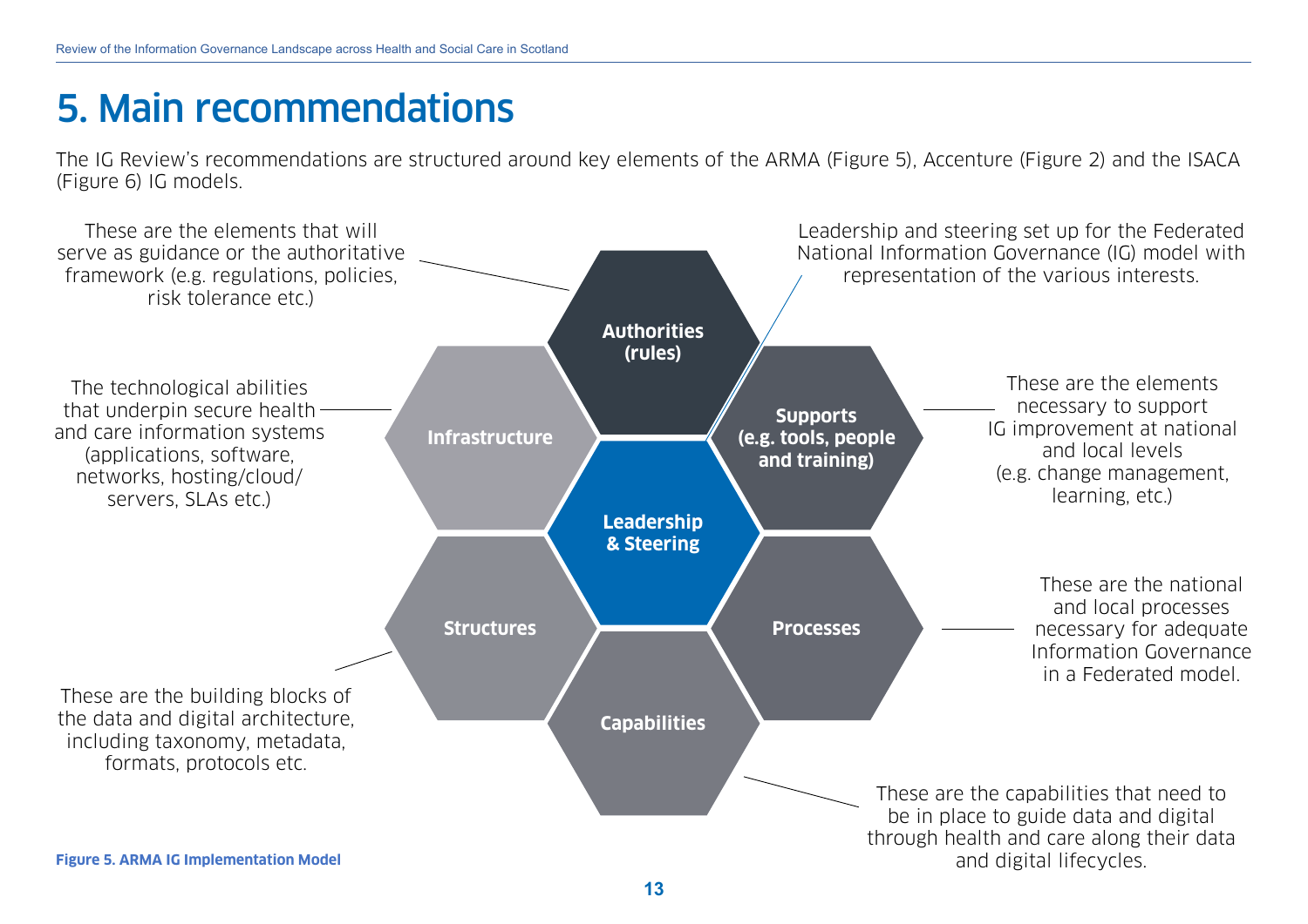# 5. Main recommendations

The IG Review's recommendations are structured around key elements of the ARMA (Figure 5), Accenture (Figure 2) and the ISACA (Figure 6) IG models.

**Authorities (rules)**: These are the elements that will serve as guidance or the authoritative framework (e.g. regulations, policies, risk tolerance etc.)

**Leadership & Steering**: Leadership and steering set up for the Federated National Information Governance (IG) model with representation of the various interests.

**Infrastructure**: The technological abilities that underpin secure health and care information systems (applications, software, networks, hosting/cloud/servers, SLAs etc.)

**Supports (e.g. tools, people and training)**: These are the elements necessary to support IG improvement at national and local levels (e.g. change management, learning, etc.)

**Processes**: These are the national and local processes necessary for adequate Information Governance in a Federated model.

**Structures**: These are the building blocks of the data and digital architecture, including taxonomy, metadata, formats, protocols etc.

**Capabilities**: These are the capabilities that need to be in place to guide data and digital through health and care along their data and digital lifecycles.

**Figure 5. ARMA IG Implementation Model**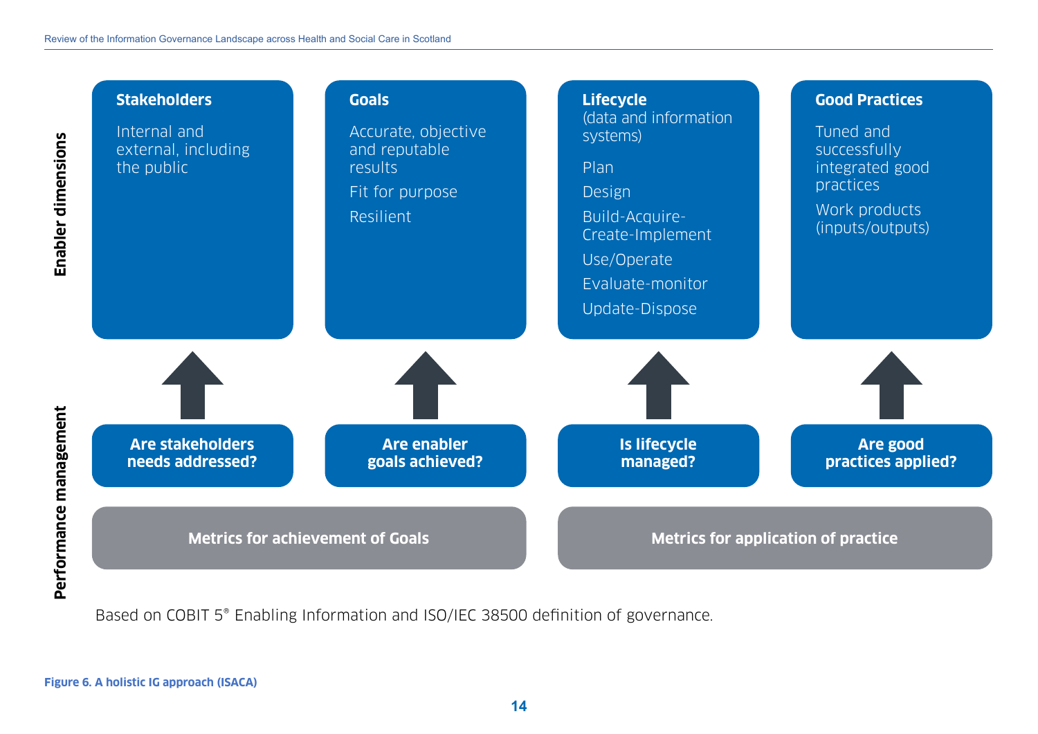**Enabler dimensions**

**Stakeholders**

Internal and external, including the public

**Goals**

Accurate, objective and reputable results

Fit for purpose

Resilient

**Lifecycle** (data and information systems)

Plan

Design

Build-Acquire-Create-Implement

Use/Operate

Evaluate-monitor

Update-Dispose

**Good Practices**

Tuned and successfully integrated good practices

Work products (inputs/outputs)

**Performance management**

**Are stakeholders needs addressed?**

**Are enabler goals achieved?**

**Is lifecycle managed?**

**Are good practices applied?**

**Metrics for achievement of Goals**

**Metrics for application of practice**

Based on COBIT 5® Enabling Information and ISO/IEC 38500 definition of governance.

**Figure 6. A holistic IG approach (ISACA)**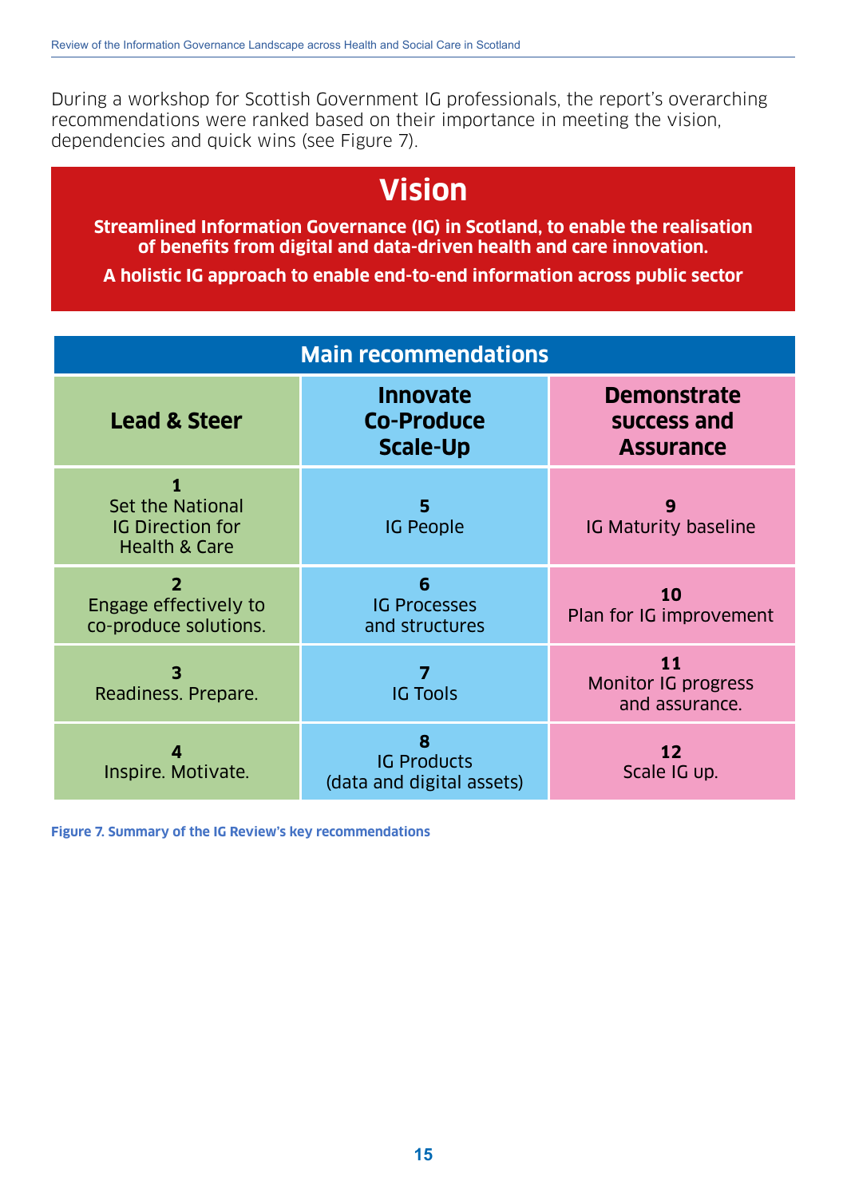During a workshop for Scottish Government IG professionals, the report's overarching recommendations were ranked based on their importance in meeting the vision, dependencies and quick wins (see Figure 7).

## Vision

**Streamlined Information Governance (IG) in Scotland, to enable the realisation of benefits from digital and data-driven health and care innovation.**

**A holistic IG approach to enable end-to-end information across public sector**

### Main recommendations

| Lead & Steer | Innovate Co-Produce Scale-Up | Demonstrate success and Assurance |
|---|---|---|
| **1** Set the National IG Direction for Health & Care | **5** IG People | **9** IG Maturity baseline |
| **2** Engage effectively to co-produce solutions. | **6** IG Processes and structures | **10** Plan for IG improvement |
| **3** Readiness. Prepare. | **7** IG Tools | **11** Monitor IG progress and assurance. |
| **4** Inspire. Motivate. | **8** IG Products (data and digital assets) | **12** Scale IG up. |

**Figure 7. Summary of the IG Review's key recommendations**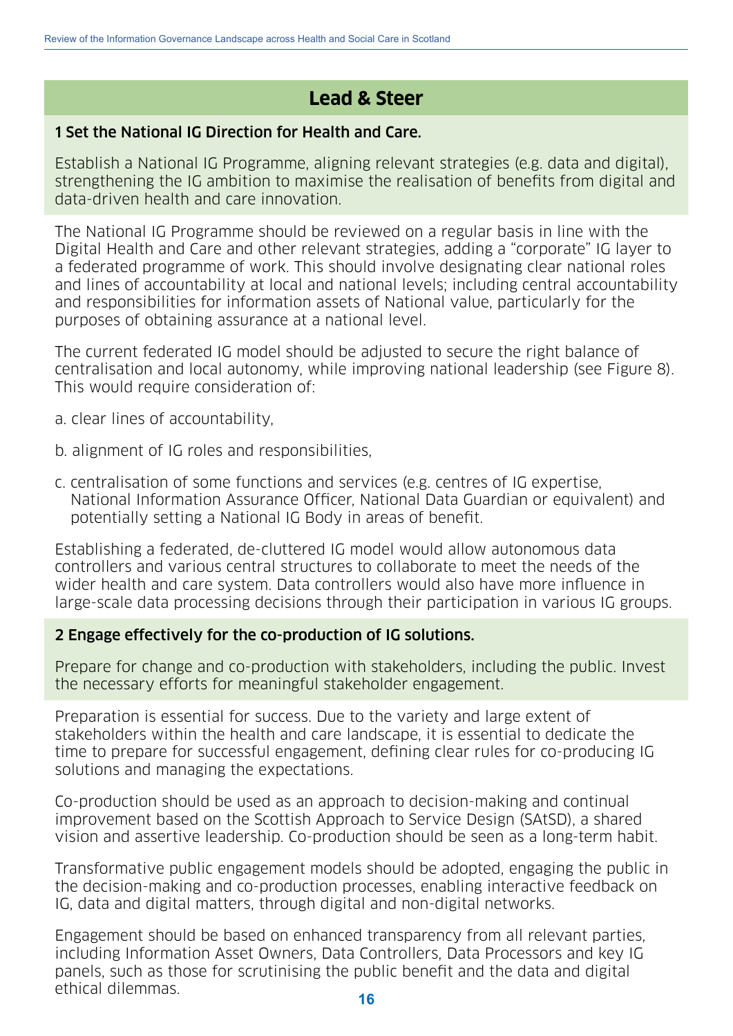## Lead & Steer

**1 Set the National IG Direction for Health and Care.**

Establish a National IG Programme, aligning relevant strategies (e.g. data and digital), strengthening the IG ambition to maximise the realisation of benefits from digital and data-driven health and care innovation.

The National IG Programme should be reviewed on a regular basis in line with the Digital Health and Care and other relevant strategies, adding a "corporate" IG layer to a federated programme of work. This should involve designating clear national roles and lines of accountability at local and national levels; including central accountability and responsibilities for information assets of National value, particularly for the purposes of obtaining assurance at a national level.

The current federated IG model should be adjusted to secure the right balance of centralisation and local autonomy, while improving national leadership (see Figure 8). This would require consideration of:

a. clear lines of accountability,

b. alignment of IG roles and responsibilities,

c. centralisation of some functions and services (e.g. centres of IG expertise, National Information Assurance Officer, National Data Guardian or equivalent) and potentially setting a National IG Body in areas of benefit.

Establishing a federated, de-cluttered IG model would allow autonomous data controllers and various central structures to collaborate to meet the needs of the wider health and care system. Data controllers would also have more influence in large-scale data processing decisions through their participation in various IG groups.

**2 Engage effectively for the co-production of IG solutions.**

Prepare for change and co-production with stakeholders, including the public. Invest the necessary efforts for meaningful stakeholder engagement.

Preparation is essential for success. Due to the variety and large extent of stakeholders within the health and care landscape, it is essential to dedicate the time to prepare for successful engagement, defining clear rules for co-producing IG solutions and managing the expectations.

Co-production should be used as an approach to decision-making and continual improvement based on the Scottish Approach to Service Design (SAtSD), a shared vision and assertive leadership. Co-production should be seen as a long-term habit.

Transformative public engagement models should be adopted, engaging the public in the decision-making and co-production processes, enabling interactive feedback on IG, data and digital matters, through digital and non-digital networks.

Engagement should be based on enhanced transparency from all relevant parties, including Information Asset Owners, Data Controllers, Data Processors and key IG panels, such as those for scrutinising the public benefit and the data and digital ethical dilemmas.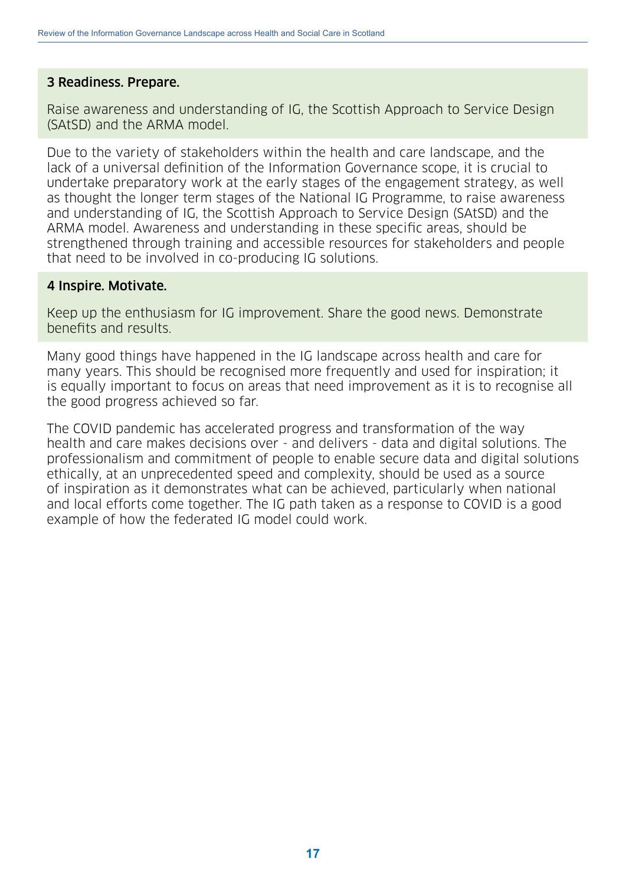### 3 Readiness. Prepare.

Raise awareness and understanding of IG, the Scottish Approach to Service Design (SAtSD) and the ARMA model.

Due to the variety of stakeholders within the health and care landscape, and the lack of a universal definition of the Information Governance scope, it is crucial to undertake preparatory work at the early stages of the engagement strategy, as well as thought the longer term stages of the National IG Programme, to raise awareness and understanding of IG, the Scottish Approach to Service Design (SAtSD) and the ARMA model. Awareness and understanding in these specific areas, should be strengthened through training and accessible resources for stakeholders and people that need to be involved in co-producing IG solutions.

### 4 Inspire. Motivate.

Keep up the enthusiasm for IG improvement. Share the good news. Demonstrate benefits and results.

Many good things have happened in the IG landscape across health and care for many years. This should be recognised more frequently and used for inspiration; it is equally important to focus on areas that need improvement as it is to recognise all the good progress achieved so far.

The COVID pandemic has accelerated progress and transformation of the way health and care makes decisions over - and delivers - data and digital solutions. The professionalism and commitment of people to enable secure data and digital solutions ethically, at an unprecedented speed and complexity, should be used as a source of inspiration as it demonstrates what can be achieved, particularly when national and local efforts come together. The IG path taken as a response to COVID is a good example of how the federated IG model could work.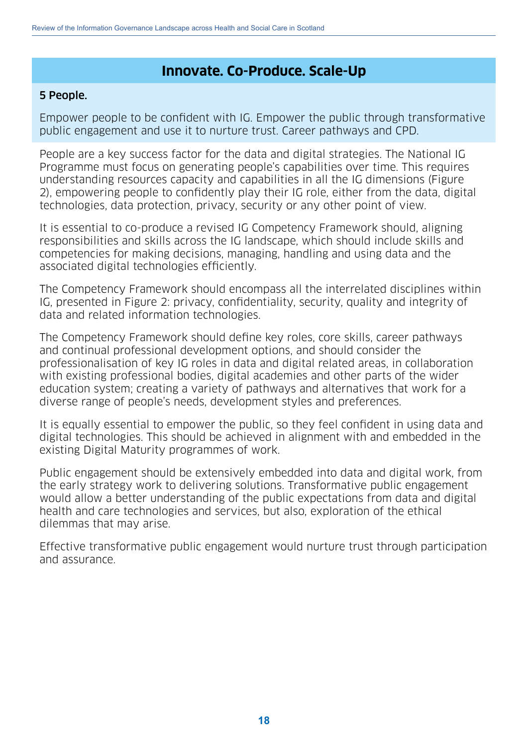## Innovate. Co-Produce. Scale-Up

**5 People.**

Empower people to be confident with IG. Empower the public through transformative public engagement and use it to nurture trust. Career pathways and CPD.

People are a key success factor for the data and digital strategies. The National IG Programme must focus on generating people's capabilities over time. This requires understanding resources capacity and capabilities in all the IG dimensions (Figure 2), empowering people to confidently play their IG role, either from the data, digital technologies, data protection, privacy, security or any other point of view.

It is essential to co-produce a revised IG Competency Framework should, aligning responsibilities and skills across the IG landscape, which should include skills and competencies for making decisions, managing, handling and using data and the associated digital technologies efficiently.

The Competency Framework should encompass all the interrelated disciplines within IG, presented in Figure 2: privacy, confidentiality, security, quality and integrity of data and related information technologies.

The Competency Framework should define key roles, core skills, career pathways and continual professional development options, and should consider the professionalisation of key IG roles in data and digital related areas, in collaboration with existing professional bodies, digital academies and other parts of the wider education system; creating a variety of pathways and alternatives that work for a diverse range of people's needs, development styles and preferences.

It is equally essential to empower the public, so they feel confident in using data and digital technologies. This should be achieved in alignment with and embedded in the existing Digital Maturity programmes of work.

Public engagement should be extensively embedded into data and digital work, from the early strategy work to delivering solutions. Transformative public engagement would allow a better understanding of the public expectations from data and digital health and care technologies and services, but also, exploration of the ethical dilemmas that may arise.

Effective transformative public engagement would nurture trust through participation and assurance.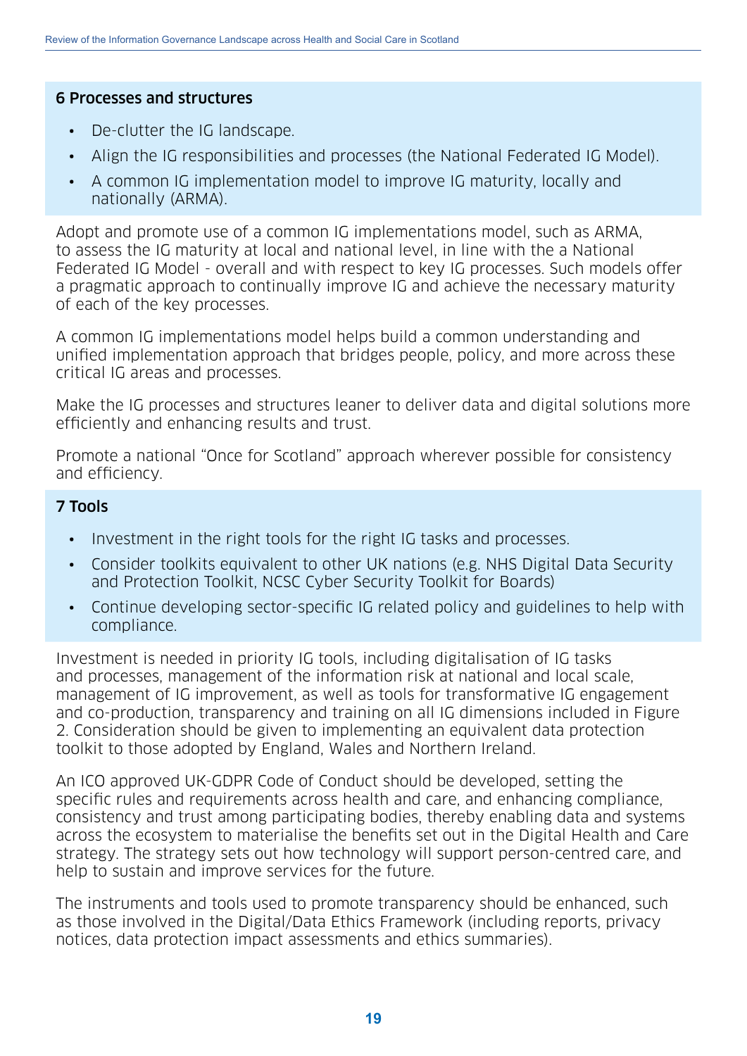### 6 Processes and structures

- De-clutter the IG landscape.
- Align the IG responsibilities and processes (the National Federated IG Model).
- A common IG implementation model to improve IG maturity, locally and nationally (ARMA).

Adopt and promote use of a common IG implementations model, such as ARMA, to assess the IG maturity at local and national level, in line with the a National Federated IG Model - overall and with respect to key IG processes. Such models offer a pragmatic approach to continually improve IG and achieve the necessary maturity of each of the key processes.

A common IG implementations model helps build a common understanding and unified implementation approach that bridges people, policy, and more across these critical IG areas and processes.

Make the IG processes and structures leaner to deliver data and digital solutions more efficiently and enhancing results and trust.

Promote a national "Once for Scotland" approach wherever possible for consistency and efficiency.

### 7 Tools

- Investment in the right tools for the right IG tasks and processes.
- Consider toolkits equivalent to other UK nations (e.g. NHS Digital Data Security and Protection Toolkit, NCSC Cyber Security Toolkit for Boards)
- Continue developing sector-specific IG related policy and guidelines to help with compliance.

Investment is needed in priority IG tools, including digitalisation of IG tasks and processes, management of the information risk at national and local scale, management of IG improvement, as well as tools for transformative IG engagement and co-production, transparency and training on all IG dimensions included in Figure 2. Consideration should be given to implementing an equivalent data protection toolkit to those adopted by England, Wales and Northern Ireland.

An ICO approved UK-GDPR Code of Conduct should be developed, setting the specific rules and requirements across health and care, and enhancing compliance, consistency and trust among participating bodies, thereby enabling data and systems across the ecosystem to materialise the benefits set out in the Digital Health and Care strategy. The strategy sets out how technology will support person-centred care, and help to sustain and improve services for the future.

The instruments and tools used to promote transparency should be enhanced, such as those involved in the Digital/Data Ethics Framework (including reports, privacy notices, data protection impact assessments and ethics summaries).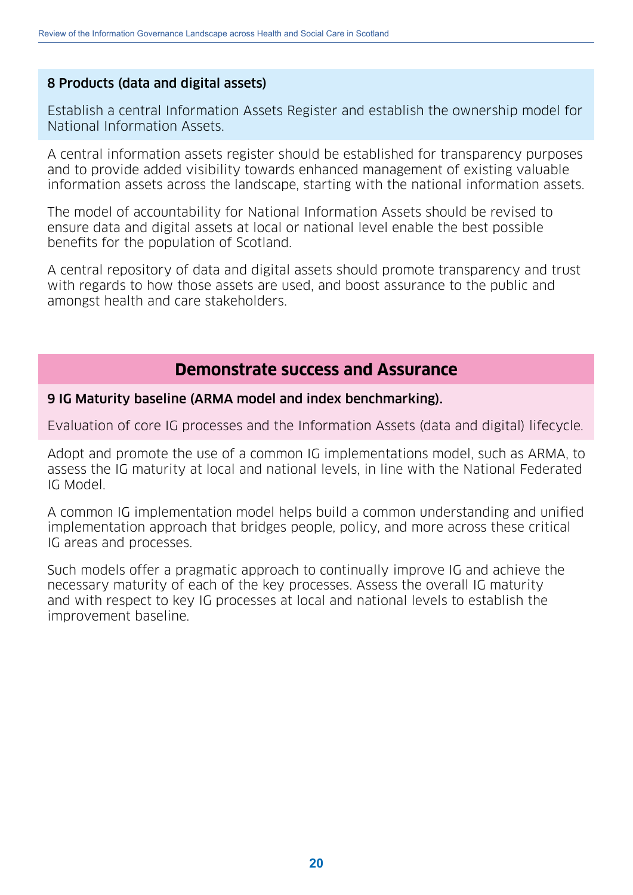### 8 Products (data and digital assets)

Establish a central Information Assets Register and establish the ownership model for National Information Assets.

A central information assets register should be established for transparency purposes and to provide added visibility towards enhanced management of existing valuable information assets across the landscape, starting with the national information assets.

The model of accountability for National Information Assets should be revised to ensure data and digital assets at local or national level enable the best possible benefits for the population of Scotland.

A central repository of data and digital assets should promote transparency and trust with regards to how those assets are used, and boost assurance to the public and amongst health and care stakeholders.

## Demonstrate success and Assurance

### 9 IG Maturity baseline (ARMA model and index benchmarking).

Evaluation of core IG processes and the Information Assets (data and digital) lifecycle.

Adopt and promote the use of a common IG implementations model, such as ARMA, to assess the IG maturity at local and national levels, in line with the National Federated IG Model.

A common IG implementation model helps build a common understanding and unified implementation approach that bridges people, policy, and more across these critical IG areas and processes.

Such models offer a pragmatic approach to continually improve IG and achieve the necessary maturity of each of the key processes. Assess the overall IG maturity and with respect to key IG processes at local and national levels to establish the improvement baseline.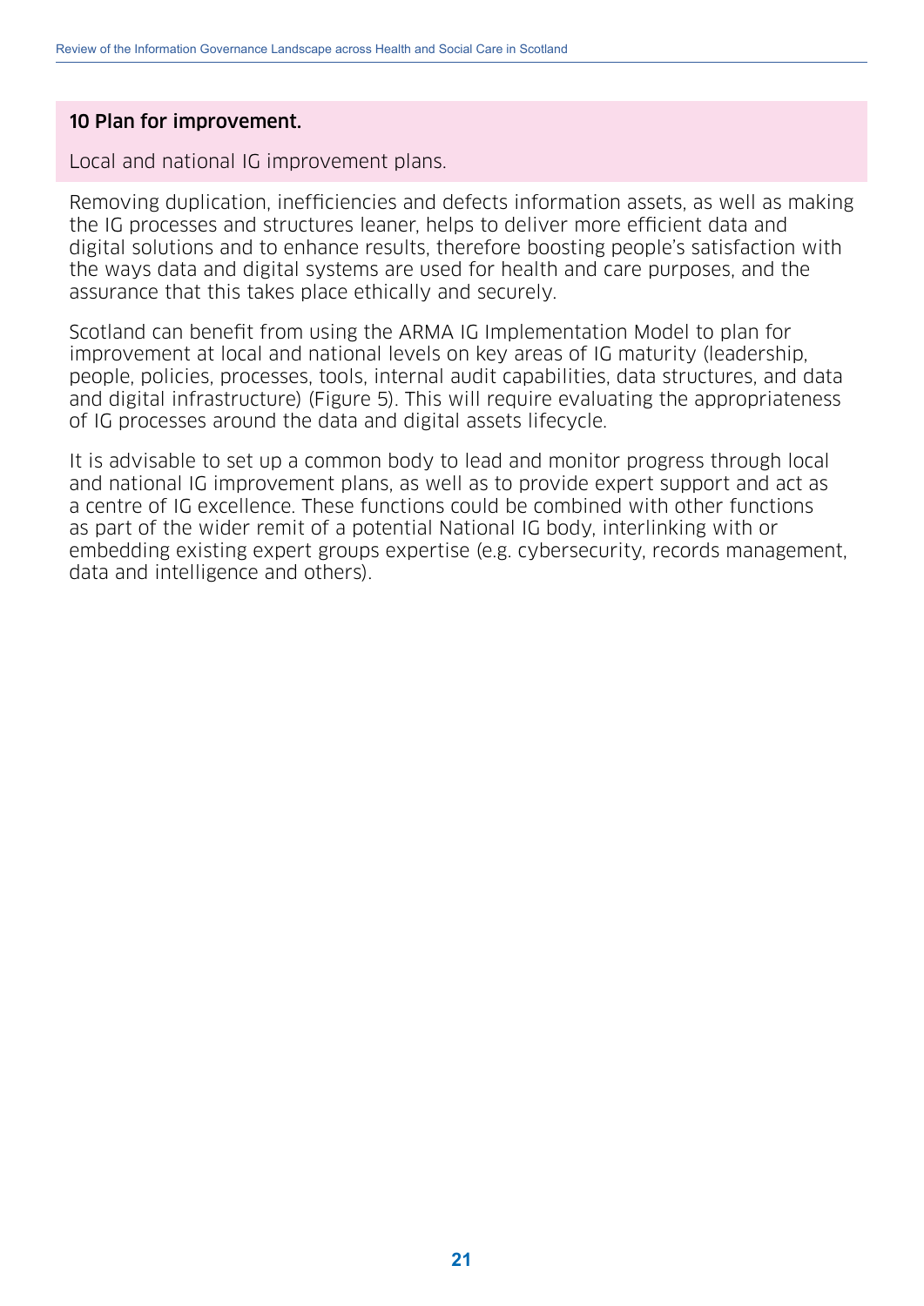**10 Plan for improvement.**

Local and national IG improvement plans.

Removing duplication, inefficiencies and defects information assets, as well as making the IG processes and structures leaner, helps to deliver more efficient data and digital solutions and to enhance results, therefore boosting people's satisfaction with the ways data and digital systems are used for health and care purposes, and the assurance that this takes place ethically and securely.

Scotland can benefit from using the ARMA IG Implementation Model to plan for improvement at local and national levels on key areas of IG maturity (leadership, people, policies, processes, tools, internal audit capabilities, data structures, and data and digital infrastructure) (Figure 5). This will require evaluating the appropriateness of IG processes around the data and digital assets lifecycle.

It is advisable to set up a common body to lead and monitor progress through local and national IG improvement plans, as well as to provide expert support and act as a centre of IG excellence. These functions could be combined with other functions as part of the wider remit of a potential National IG body, interlinking with or embedding existing expert groups expertise (e.g. cybersecurity, records management, data and intelligence and others).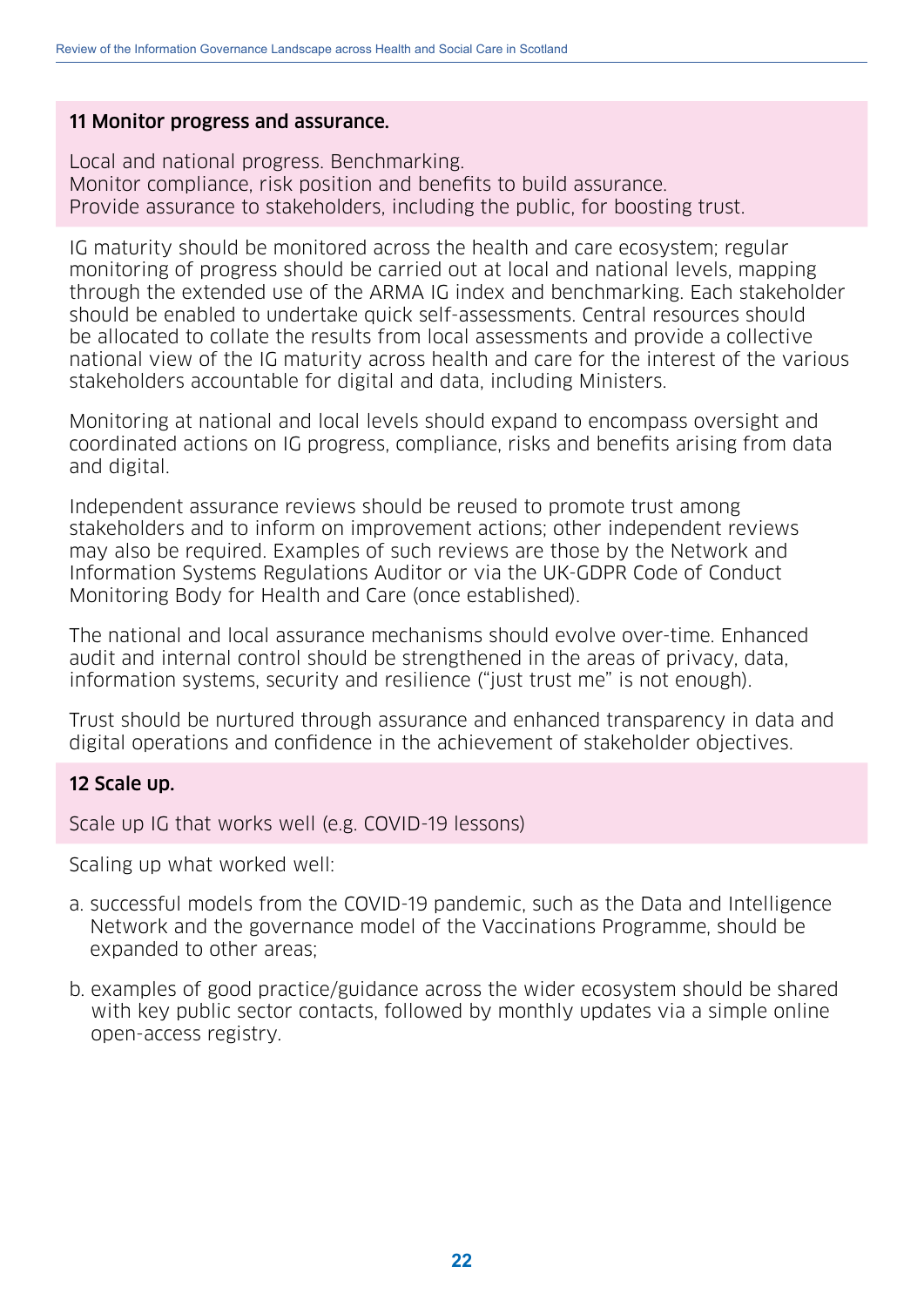**11 Monitor progress and assurance.**

Local and national progress. Benchmarking.
Monitor compliance, risk position and benefits to build assurance.
Provide assurance to stakeholders, including the public, for boosting trust.

IG maturity should be monitored across the health and care ecosystem; regular monitoring of progress should be carried out at local and national levels, mapping through the extended use of the ARMA IG index and benchmarking. Each stakeholder should be enabled to undertake quick self-assessments. Central resources should be allocated to collate the results from local assessments and provide a collective national view of the IG maturity across health and care for the interest of the various stakeholders accountable for digital and data, including Ministers.

Monitoring at national and local levels should expand to encompass oversight and coordinated actions on IG progress, compliance, risks and benefits arising from data and digital.

Independent assurance reviews should be reused to promote trust among stakeholders and to inform on improvement actions; other independent reviews may also be required. Examples of such reviews are those by the Network and Information Systems Regulations Auditor or via the UK-GDPR Code of Conduct Monitoring Body for Health and Care (once established).

The national and local assurance mechanisms should evolve over-time. Enhanced audit and internal control should be strengthened in the areas of privacy, data, information systems, security and resilience ("just trust me" is not enough).

Trust should be nurtured through assurance and enhanced transparency in data and digital operations and confidence in the achievement of stakeholder objectives.

**12 Scale up.**

Scale up IG that works well (e.g. COVID-19 lessons)

Scaling up what worked well:

a. successful models from the COVID-19 pandemic, such as the Data and Intelligence Network and the governance model of the Vaccinations Programme, should be expanded to other areas;

b. examples of good practice/guidance across the wider ecosystem should be shared with key public sector contacts, followed by monthly updates via a simple online open-access registry.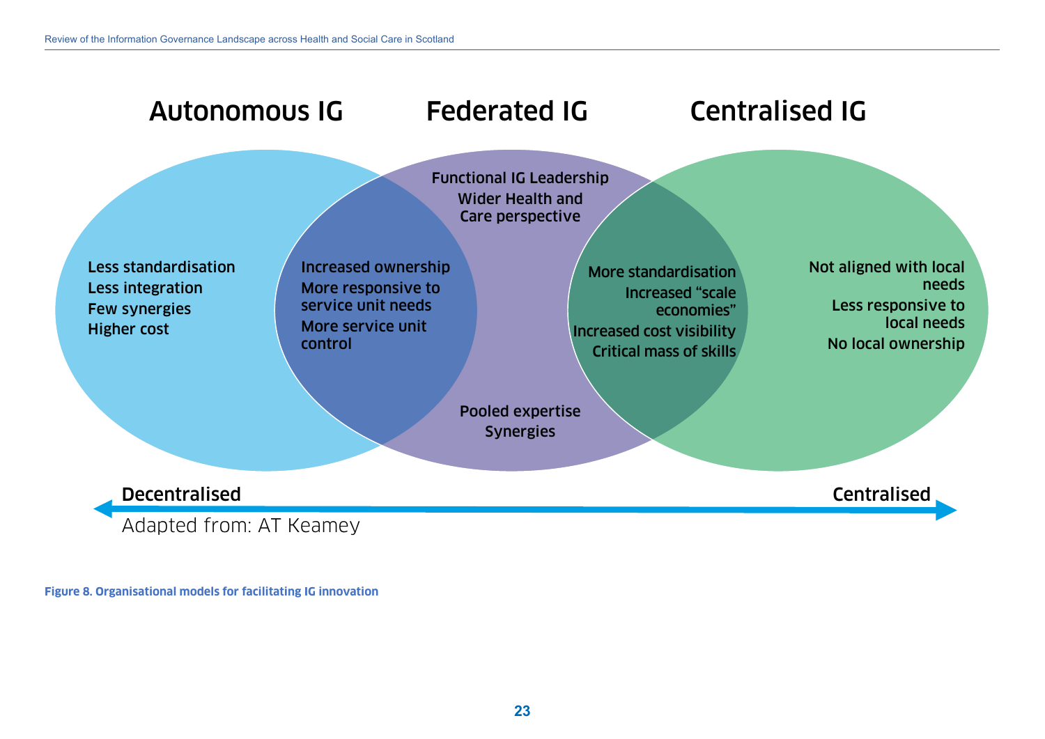## Autonomous IG

- Less standardisation
- Less integration
- Few synergies
- Higher cost

**Autonomous / Federated overlap:**

- Increased ownership
- More responsive to service unit needs
- More service unit control

## Federated IG

- Functional IG Leadership
- Wider Health and Care perspective
- Pooled expertise
- Synergies

**Federated / Centralised overlap:**

- More standardisation
- Increased "scale economies"
- Increased cost visibility
- Critical mass of skills

## Centralised IG

- Not aligned with local needs
- Less responsive to local needs
- No local ownership

Decentralised ⟷ Centralised

Adapted from: AT Keamey

**Figure 8. Organisational models for facilitating IG innovation**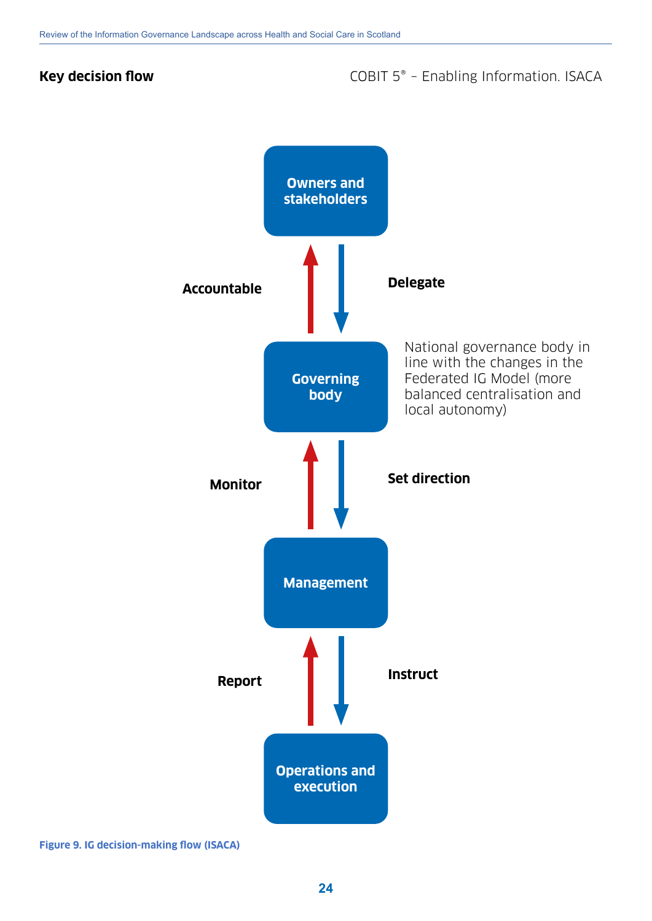**Key decision flow**

COBIT 5® – Enabling Information. ISACA

Owners and stakeholders

Accountable

Delegate

Governing body

National governance body in line with the changes in the Federated IG Model (more balanced centralisation and local autonomy)

Monitor

Set direction

Management

Report

Instruct

Operations and execution

**Figure 9. IG decision-making flow (ISACA)**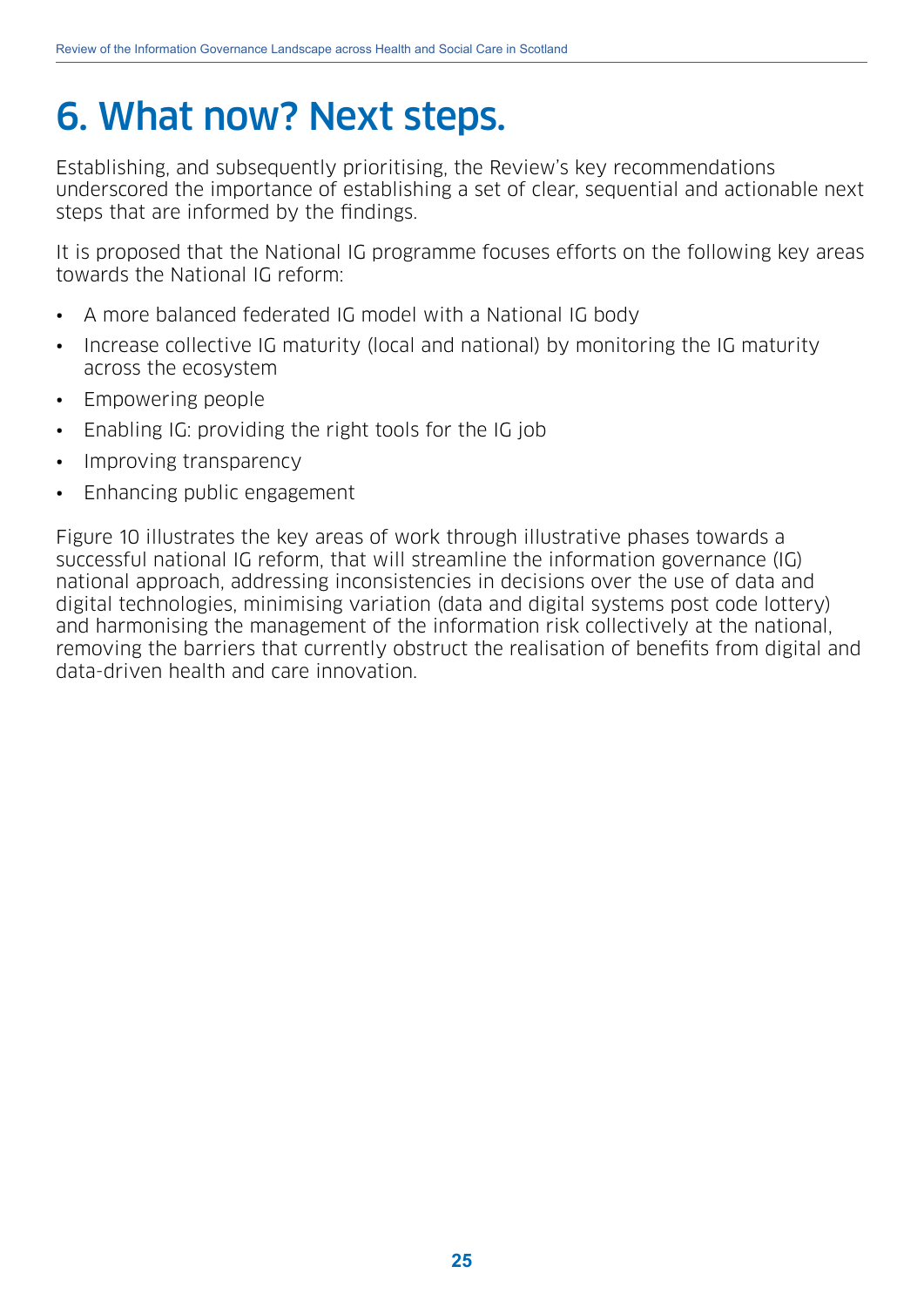# 6. What now? Next steps.

Establishing, and subsequently prioritising, the Review's key recommendations underscored the importance of establishing a set of clear, sequential and actionable next steps that are informed by the findings.

It is proposed that the National IG programme focuses efforts on the following key areas towards the National IG reform:

- A more balanced federated IG model with a National IG body
- Increase collective IG maturity (local and national) by monitoring the IG maturity across the ecosystem
- Empowering people
- Enabling IG: providing the right tools for the IG job
- Improving transparency
- Enhancing public engagement

Figure 10 illustrates the key areas of work through illustrative phases towards a successful national IG reform, that will streamline the information governance (IG) national approach, addressing inconsistencies in decisions over the use of data and digital technologies, minimising variation (data and digital systems post code lottery) and harmonising the management of the information risk collectively at the national, removing the barriers that currently obstruct the realisation of benefits from digital and data-driven health and care innovation.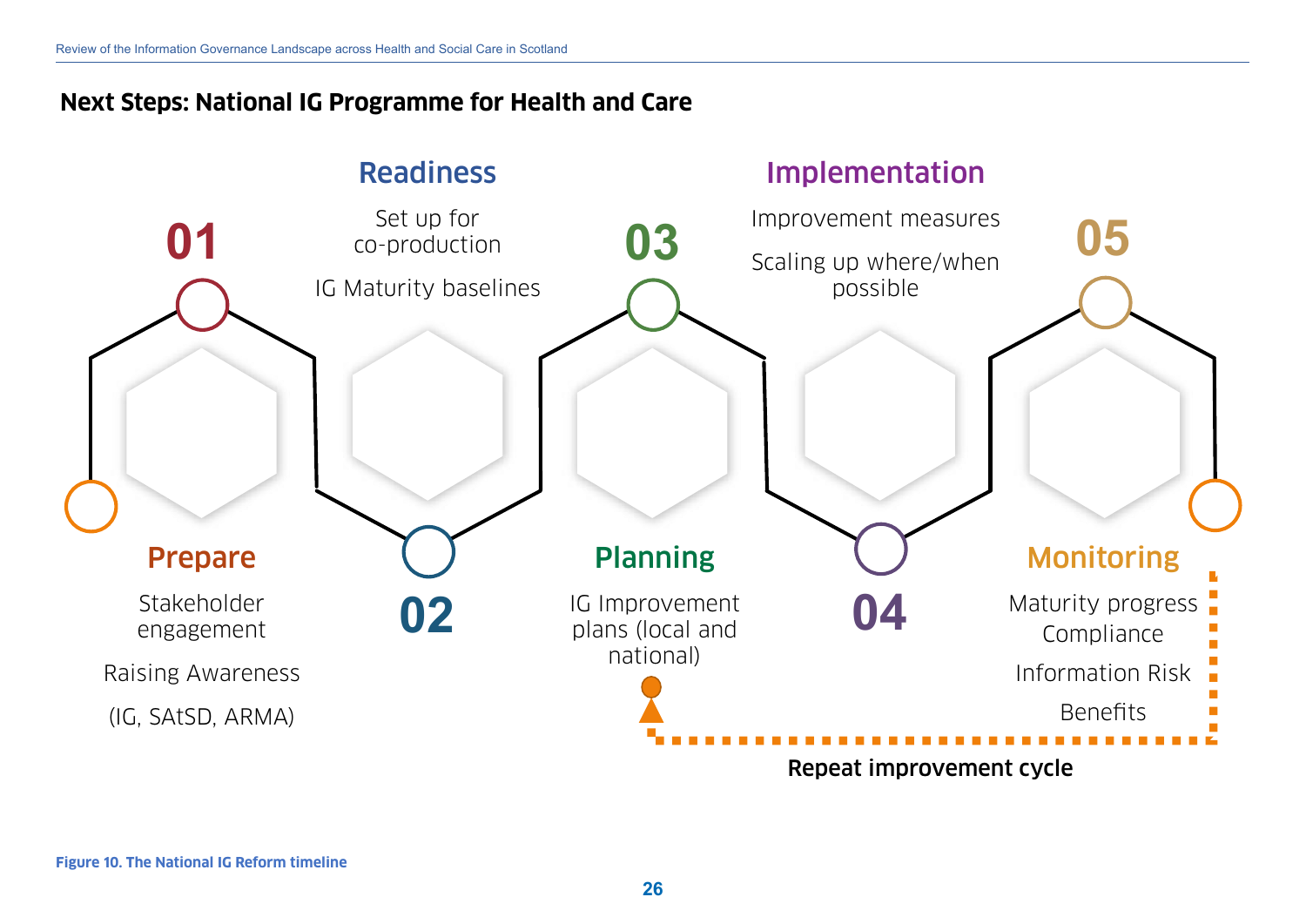## Next Steps: National IG Programme for Health and Care

**01 Prepare**
- Stakeholder engagement
- Raising Awareness
- (IG, SAtSD, ARMA)

**02 Readiness**
- Set up for co-production
- IG Maturity baselines

**03 Planning**
- IG Improvement plans (local and national)

**04 Implementation**
- Improvement measures
- Scaling up where/when possible

**05 Monitoring**
- Maturity progress
- Compliance
- Information Risk
- Benefits

Repeat improvement cycle

**Figure 10. The National IG Reform timeline**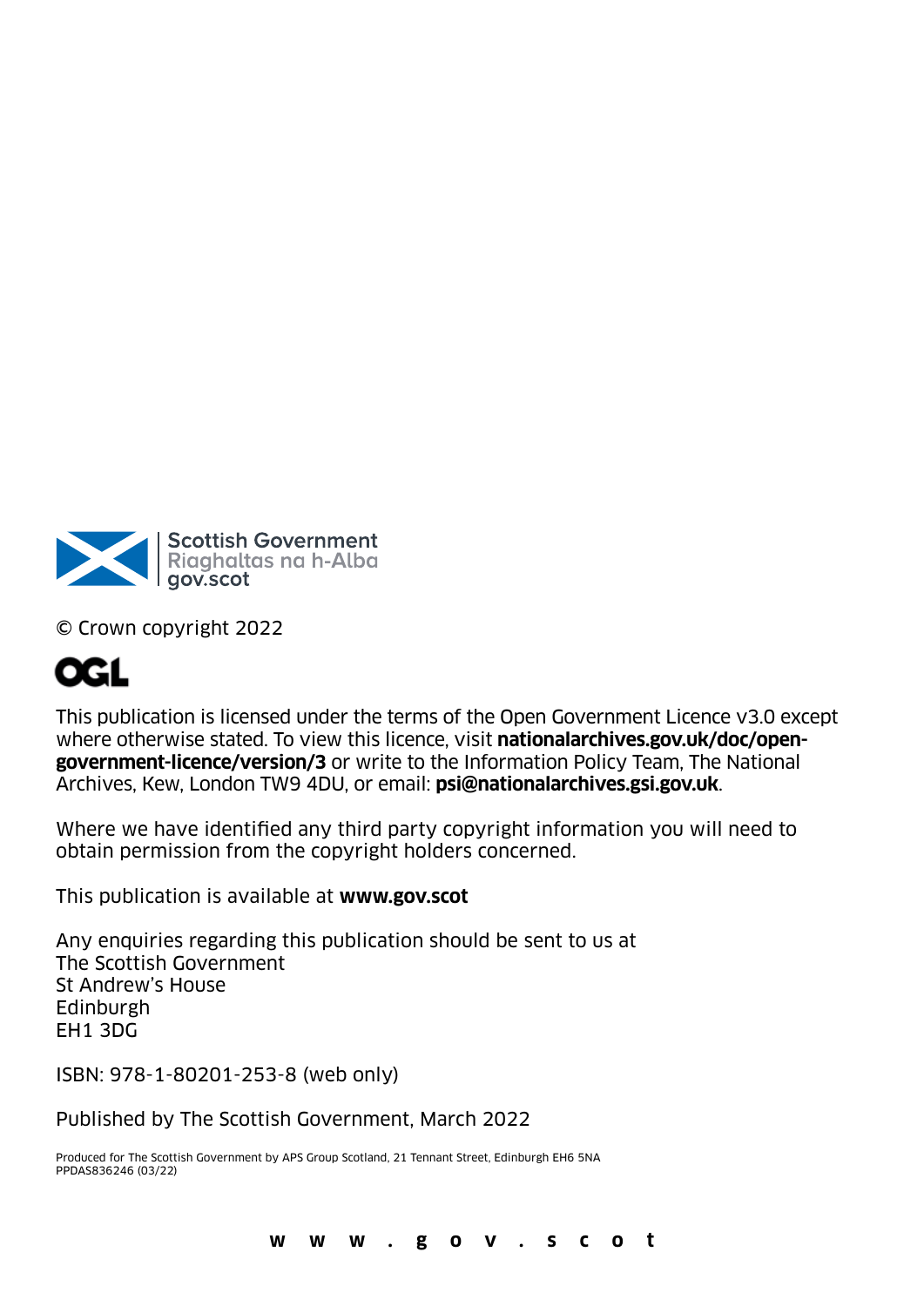Scottish Government
Riaghaltas na h-Alba
gov.scot

© Crown copyright 2022

OGL

This publication is licensed under the terms of the Open Government Licence v3.0 except where otherwise stated. To view this licence, visit **nationalarchives.gov.uk/doc/open-government-licence/version/3** or write to the Information Policy Team, The National Archives, Kew, London TW9 4DU, or email: **psi@nationalarchives.gsi.gov.uk**.

Where we have identified any third party copyright information you will need to obtain permission from the copyright holders concerned.

This publication is available at **www.gov.scot**

Any enquiries regarding this publication should be sent to us at
The Scottish Government
St Andrew's House
Edinburgh
EH1 3DG

ISBN: 978-1-80201-253-8 (web only)

Published by The Scottish Government, March 2022

Produced for The Scottish Government by APS Group Scotland, 21 Tennant Street, Edinburgh EH6 5NA
PPDAS836246 (03/22)

**w w w . g o v . s c o t**